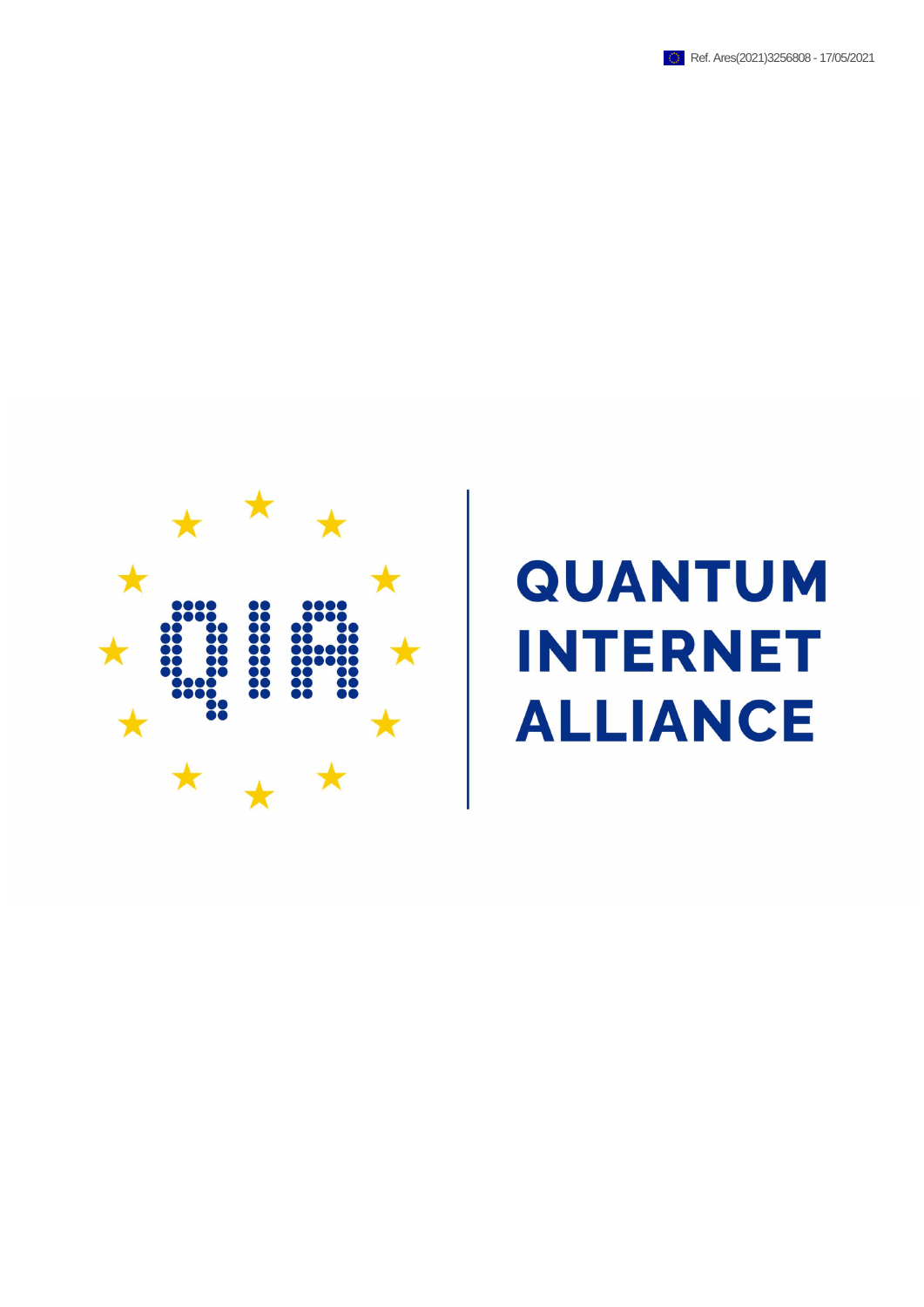Ref. Ares(2021)3256808 - 17/05/2021

# QUANTUM INTERNET ALLIANCE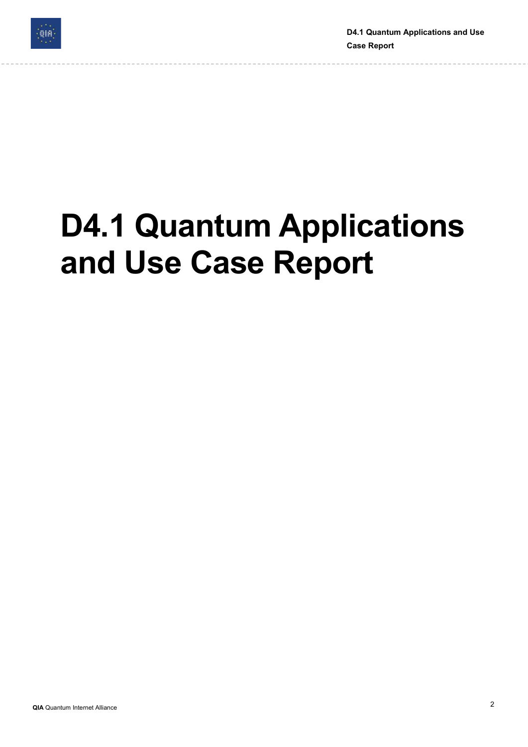# D4.1 Quantum Applications and Use Case Report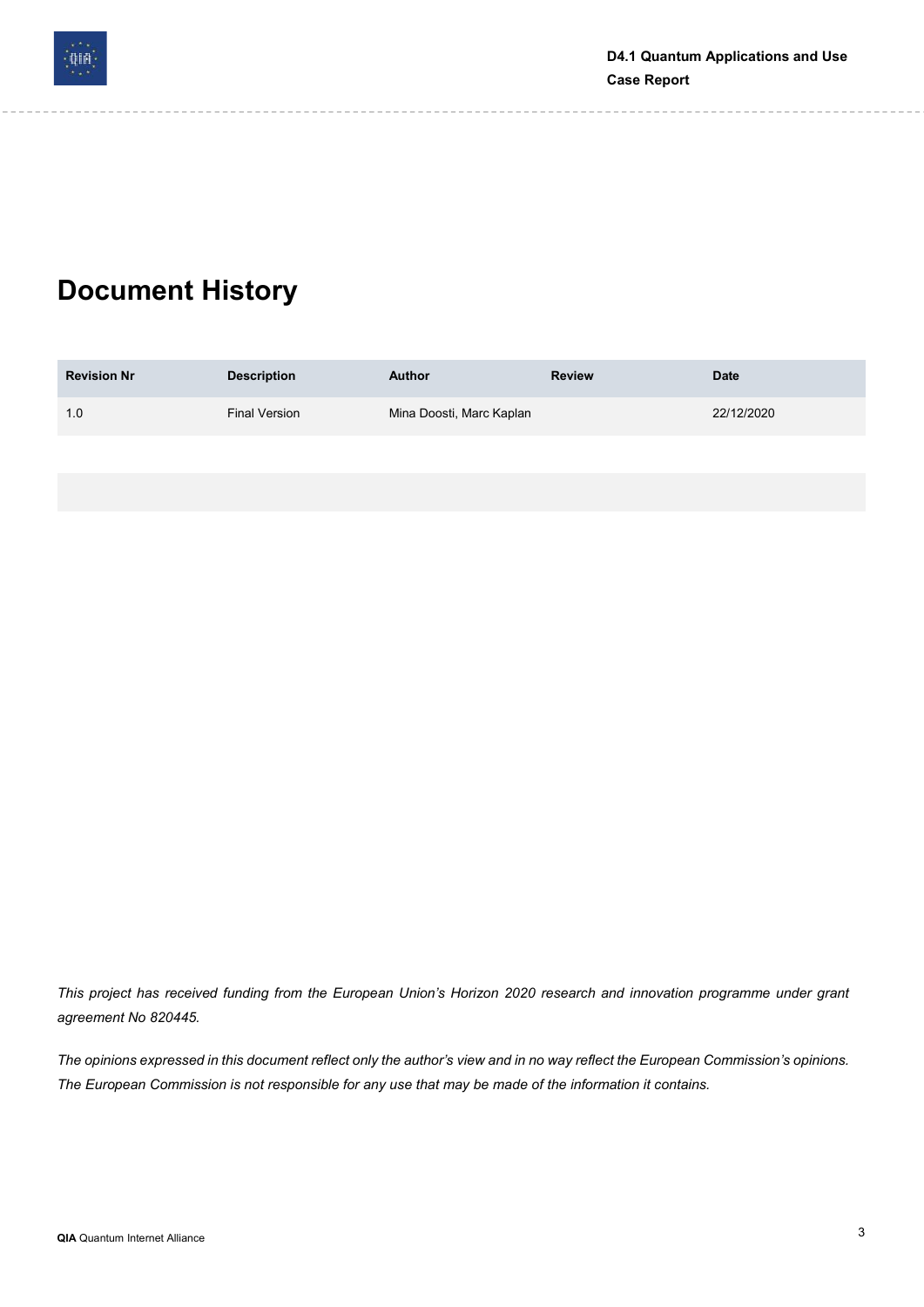# Document History

| Revision Nr | Description | Author | Review | Date |
|---|---|---|---|---|
| 1.0 | Final Version | Mina Doosti, Marc Kaplan | | 22/12/2020 |

*This project has received funding from the European Union's Horizon 2020 research and innovation programme under grant agreement No 820445.*

*The opinions expressed in this document reflect only the author's view and in no way reflect the European Commission's opinions. The European Commission is not responsible for any use that may be made of the information it contains.*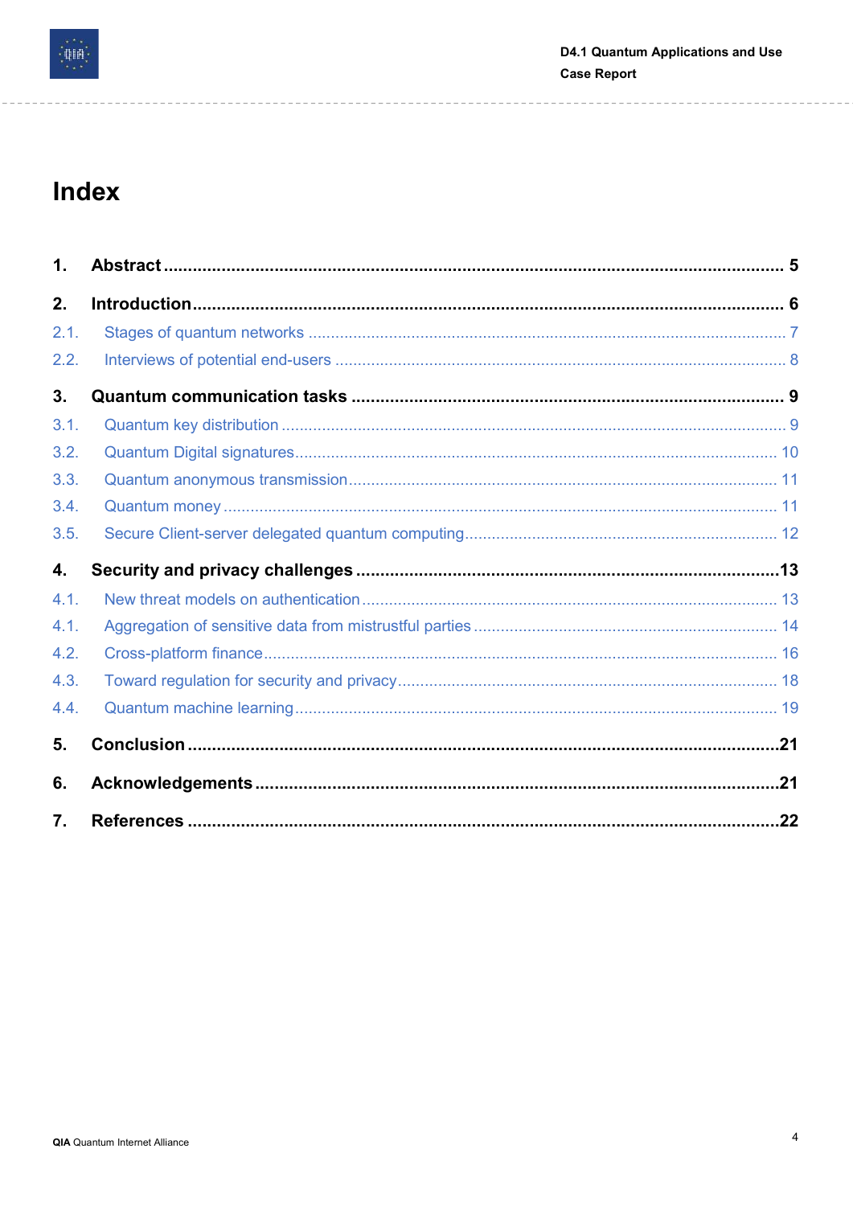# Index

1. **Abstract** ........................................................................................................ 5

2. **Introduction** .................................................................................................. 6

   2.1. Stages of quantum networks ....................................................................... 7

   2.2. Interviews of potential end-users ................................................................ 8

3. **Quantum communication tasks** ..................................................................... 9

   3.1. Quantum key distribution ............................................................................ 9

   3.2. Quantum Digital signatures ........................................................................ 10

   3.3. Quantum anonymous transmission ............................................................. 11

   3.4. Quantum money ......................................................................................... 11

   3.5. Secure Client-server delegated quantum computing ................................... 12

4. **Security and privacy challenges** ................................................................... 13

   4.1. New threat models on authentication .......................................................... 13

   4.1. Aggregation of sensitive data from mistrustful parties ................................. 14

   4.2. Cross-platform finance ................................................................................ 16

   4.3. Toward regulation for security and privacy .................................................. 18

   4.4. Quantum machine learning ......................................................................... 19

5. **Conclusion** .................................................................................................... 21

6. **Acknowledgements** ....................................................................................... 21

7. **References** .................................................................................................... 22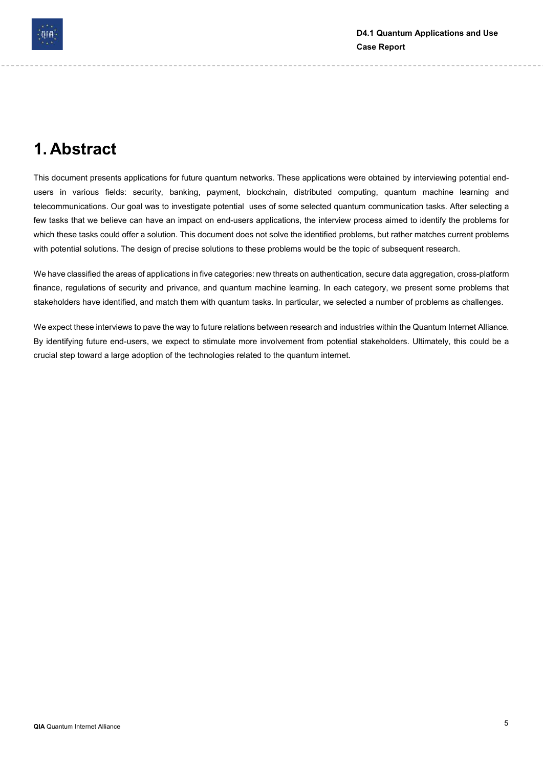# 1. Abstract

This document presents applications for future quantum networks. These applications were obtained by interviewing potential end-users in various fields: security, banking, payment, blockchain, distributed computing, quantum machine learning and telecommunications. Our goal was to investigate potential uses of some selected quantum communication tasks. After selecting a few tasks that we believe can have an impact on end-users applications, the interview process aimed to identify the problems for which these tasks could offer a solution. This document does not solve the identified problems, but rather matches current problems with potential solutions. The design of precise solutions to these problems would be the topic of subsequent research.

We have classified the areas of applications in five categories: new threats on authentication, secure data aggregation, cross-platform finance, regulations of security and privance, and quantum machine learning. In each category, we present some problems that stakeholders have identified, and match them with quantum tasks. In particular, we selected a number of problems as challenges.

We expect these interviews to pave the way to future relations between research and industries within the Quantum Internet Alliance. By identifying future end-users, we expect to stimulate more involvement from potential stakeholders. Ultimately, this could be a crucial step toward a large adoption of the technologies related to the quantum internet.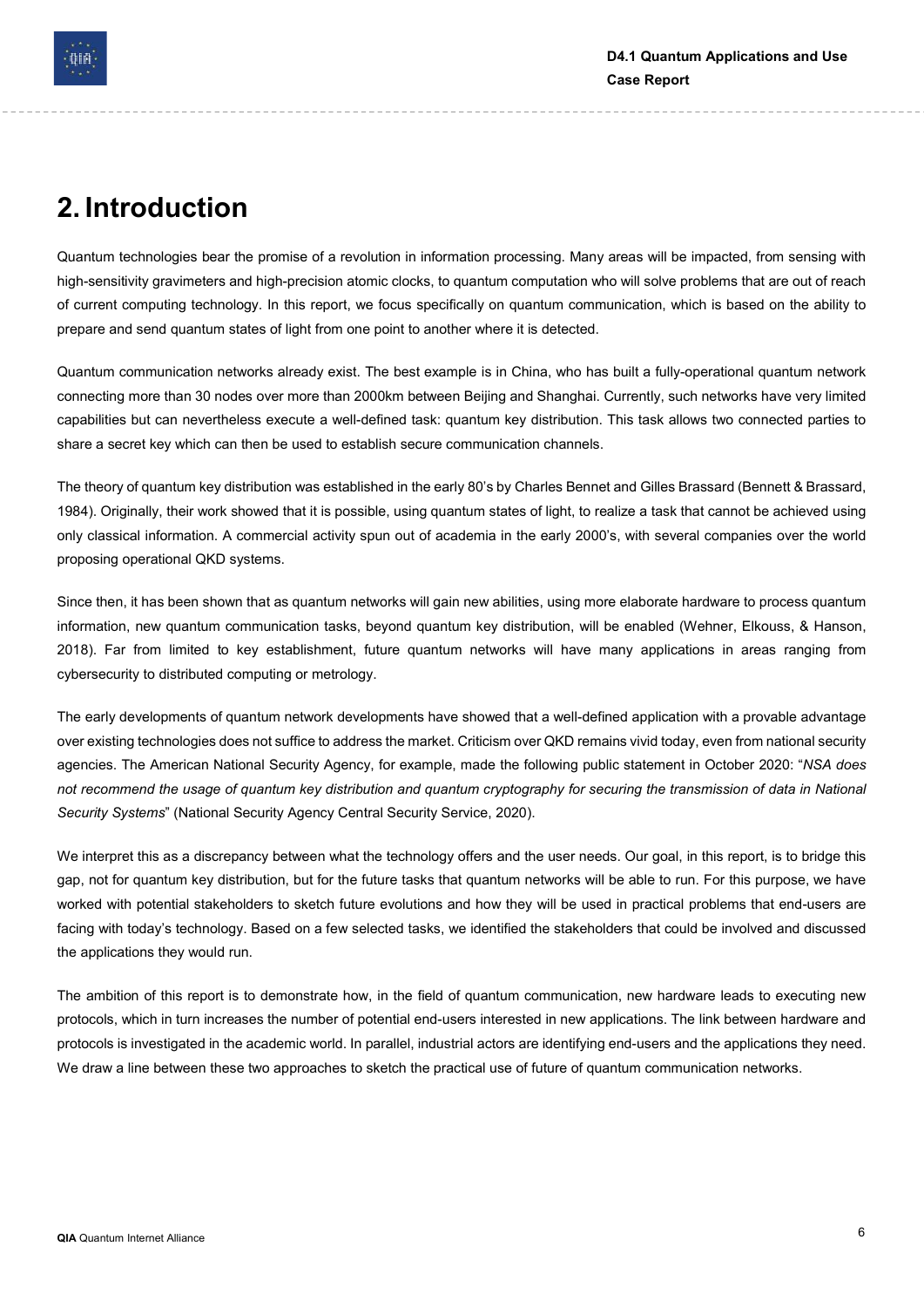# 2. Introduction

Quantum technologies bear the promise of a revolution in information processing. Many areas will be impacted, from sensing with high-sensitivity gravimeters and high-precision atomic clocks, to quantum computation who will solve problems that are out of reach of current computing technology. In this report, we focus specifically on quantum communication, which is based on the ability to prepare and send quantum states of light from one point to another where it is detected.

Quantum communication networks already exist. The best example is in China, who has built a fully-operational quantum network connecting more than 30 nodes over more than 2000km between Beijing and Shanghai. Currently, such networks have very limited capabilities but can nevertheless execute a well-defined task: quantum key distribution. This task allows two connected parties to share a secret key which can then be used to establish secure communication channels.

The theory of quantum key distribution was established in the early 80's by Charles Bennet and Gilles Brassard (Bennett & Brassard, 1984). Originally, their work showed that it is possible, using quantum states of light, to realize a task that cannot be achieved using only classical information. A commercial activity spun out of academia in the early 2000's, with several companies over the world proposing operational QKD systems.

Since then, it has been shown that as quantum networks will gain new abilities, using more elaborate hardware to process quantum information, new quantum communication tasks, beyond quantum key distribution, will be enabled (Wehner, Elkouss, & Hanson, 2018). Far from limited to key establishment, future quantum networks will have many applications in areas ranging from cybersecurity to distributed computing or metrology.

The early developments of quantum network developments have showed that a well-defined application with a provable advantage over existing technologies does not suffice to address the market. Criticism over QKD remains vivid today, even from national security agencies. The American National Security Agency, for example, made the following public statement in October 2020: "*NSA does not recommend the usage of quantum key distribution and quantum cryptography for securing the transmission of data in National Security Systems*" (National Security Agency Central Security Service, 2020).

We interpret this as a discrepancy between what the technology offers and the user needs. Our goal, in this report, is to bridge this gap, not for quantum key distribution, but for the future tasks that quantum networks will be able to run. For this purpose, we have worked with potential stakeholders to sketch future evolutions and how they will be used in practical problems that end-users are facing with today's technology. Based on a few selected tasks, we identified the stakeholders that could be involved and discussed the applications they would run.

The ambition of this report is to demonstrate how, in the field of quantum communication, new hardware leads to executing new protocols, which in turn increases the number of potential end-users interested in new applications. The link between hardware and protocols is investigated in the academic world. In parallel, industrial actors are identifying end-users and the applications they need. We draw a line between these two approaches to sketch the practical use of future of quantum communication networks.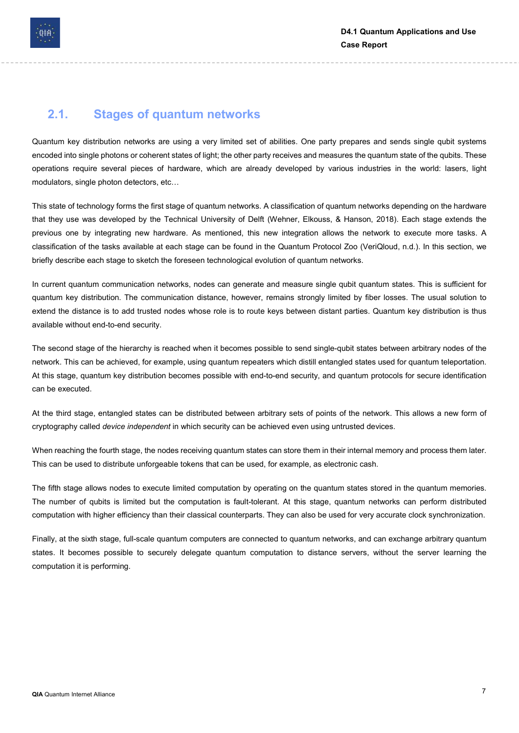## 2.1. Stages of quantum networks

Quantum key distribution networks are using a very limited set of abilities. One party prepares and sends single qubit systems encoded into single photons or coherent states of light; the other party receives and measures the quantum state of the qubits. These operations require several pieces of hardware, which are already developed by various industries in the world: lasers, light modulators, single photon detectors, etc…

This state of technology forms the first stage of quantum networks. A classification of quantum networks depending on the hardware that they use was developed by the Technical University of Delft (Wehner, Elkouss, & Hanson, 2018). Each stage extends the previous one by integrating new hardware. As mentioned, this new integration allows the network to execute more tasks. A classification of the tasks available at each stage can be found in the Quantum Protocol Zoo (VeriQloud, n.d.). In this section, we briefly describe each stage to sketch the foreseen technological evolution of quantum networks.

In current quantum communication networks, nodes can generate and measure single qubit quantum states. This is sufficient for quantum key distribution. The communication distance, however, remains strongly limited by fiber losses. The usual solution to extend the distance is to add trusted nodes whose role is to route keys between distant parties. Quantum key distribution is thus available without end-to-end security.

The second stage of the hierarchy is reached when it becomes possible to send single-qubit states between arbitrary nodes of the network. This can be achieved, for example, using quantum repeaters which distill entangled states used for quantum teleportation. At this stage, quantum key distribution becomes possible with end-to-end security, and quantum protocols for secure identification can be executed.

At the third stage, entangled states can be distributed between arbitrary sets of points of the network. This allows a new form of cryptography called *device independent* in which security can be achieved even using untrusted devices.

When reaching the fourth stage, the nodes receiving quantum states can store them in their internal memory and process them later. This can be used to distribute unforgeable tokens that can be used, for example, as electronic cash.

The fifth stage allows nodes to execute limited computation by operating on the quantum states stored in the quantum memories. The number of qubits is limited but the computation is fault-tolerant. At this stage, quantum networks can perform distributed computation with higher efficiency than their classical counterparts. They can also be used for very accurate clock synchronization.

Finally, at the sixth stage, full-scale quantum computers are connected to quantum networks, and can exchange arbitrary quantum states. It becomes possible to securely delegate quantum computation to distance servers, without the server learning the computation it is performing.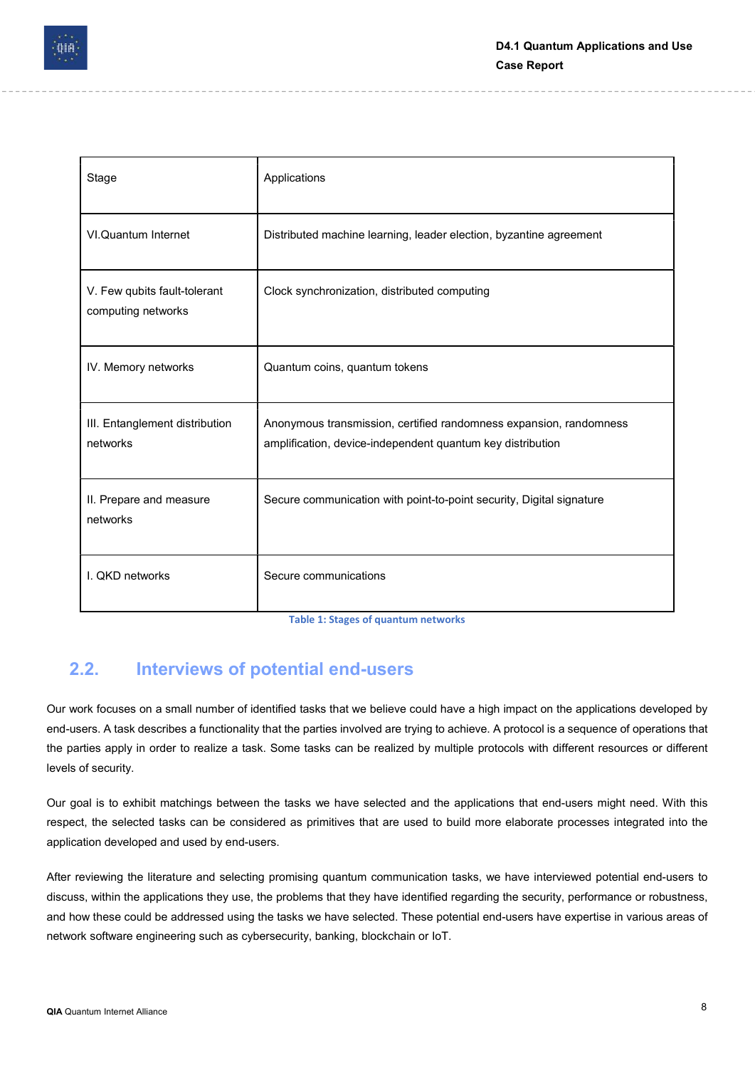| Stage | Applications |
|---|---|
| VI.Quantum Internet | Distributed machine learning, leader election, byzantine agreement |
| V. Few qubits fault-tolerant computing networks | Clock synchronization, distributed computing |
| IV. Memory networks | Quantum coins, quantum tokens |
| III. Entanglement distribution networks | Anonymous transmission, certified randomness expansion, randomness amplification, device-independent quantum key distribution |
| II. Prepare and measure networks | Secure communication with point-to-point security, Digital signature |
| I. QKD networks | Secure communications |

Table 1: Stages of quantum networks

## 2.2. Interviews of potential end-users

Our work focuses on a small number of identified tasks that we believe could have a high impact on the applications developed by end-users. A task describes a functionality that the parties involved are trying to achieve. A protocol is a sequence of operations that the parties apply in order to realize a task. Some tasks can be realized by multiple protocols with different resources or different levels of security.

Our goal is to exhibit matchings between the tasks we have selected and the applications that end-users might need. With this respect, the selected tasks can be considered as primitives that are used to build more elaborate processes integrated into the application developed and used by end-users.

After reviewing the literature and selecting promising quantum communication tasks, we have interviewed potential end-users to discuss, within the applications they use, the problems that they have identified regarding the security, performance or robustness, and how these could be addressed using the tasks we have selected. These potential end-users have expertise in various areas of network software engineering such as cybersecurity, banking, blockchain or IoT.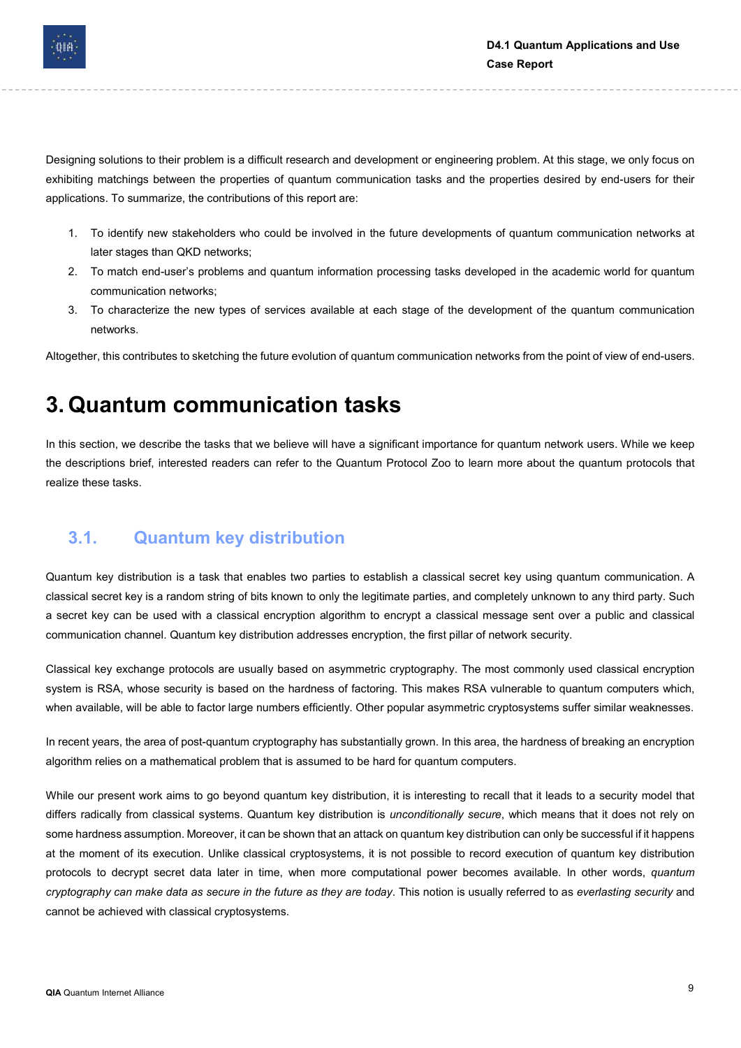Designing solutions to their problem is a difficult research and development or engineering problem. At this stage, we only focus on exhibiting matchings between the properties of quantum communication tasks and the properties desired by end-users for their applications. To summarize, the contributions of this report are:

1. To identify new stakeholders who could be involved in the future developments of quantum communication networks at later stages than QKD networks;
2. To match end-user's problems and quantum information processing tasks developed in the academic world for quantum communication networks;
3. To characterize the new types of services available at each stage of the development of the quantum communication networks.

Altogether, this contributes to sketching the future evolution of quantum communication networks from the point of view of end-users.

# 3. Quantum communication tasks

In this section, we describe the tasks that we believe will have a significant importance for quantum network users. While we keep the descriptions brief, interested readers can refer to the Quantum Protocol Zoo to learn more about the quantum protocols that realize these tasks.

## 3.1. Quantum key distribution

Quantum key distribution is a task that enables two parties to establish a classical secret key using quantum communication. A classical secret key is a random string of bits known to only the legitimate parties, and completely unknown to any third party. Such a secret key can be used with a classical encryption algorithm to encrypt a classical message sent over a public and classical communication channel. Quantum key distribution addresses encryption, the first pillar of network security.

Classical key exchange protocols are usually based on asymmetric cryptography. The most commonly used classical encryption system is RSA, whose security is based on the hardness of factoring. This makes RSA vulnerable to quantum computers which, when available, will be able to factor large numbers efficiently. Other popular asymmetric cryptosystems suffer similar weaknesses.

In recent years, the area of post-quantum cryptography has substantially grown. In this area, the hardness of breaking an encryption algorithm relies on a mathematical problem that is assumed to be hard for quantum computers.

While our present work aims to go beyond quantum key distribution, it is interesting to recall that it leads to a security model that differs radically from classical systems. Quantum key distribution is *unconditionally secure*, which means that it does not rely on some hardness assumption. Moreover, it can be shown that an attack on quantum key distribution can only be successful if it happens at the moment of its execution. Unlike classical cryptosystems, it is not possible to record execution of quantum key distribution protocols to decrypt secret data later in time, when more computational power becomes available. In other words, *quantum cryptography can make data as secure in the future as they are today*. This notion is usually referred to as *everlasting security* and cannot be achieved with classical cryptosystems.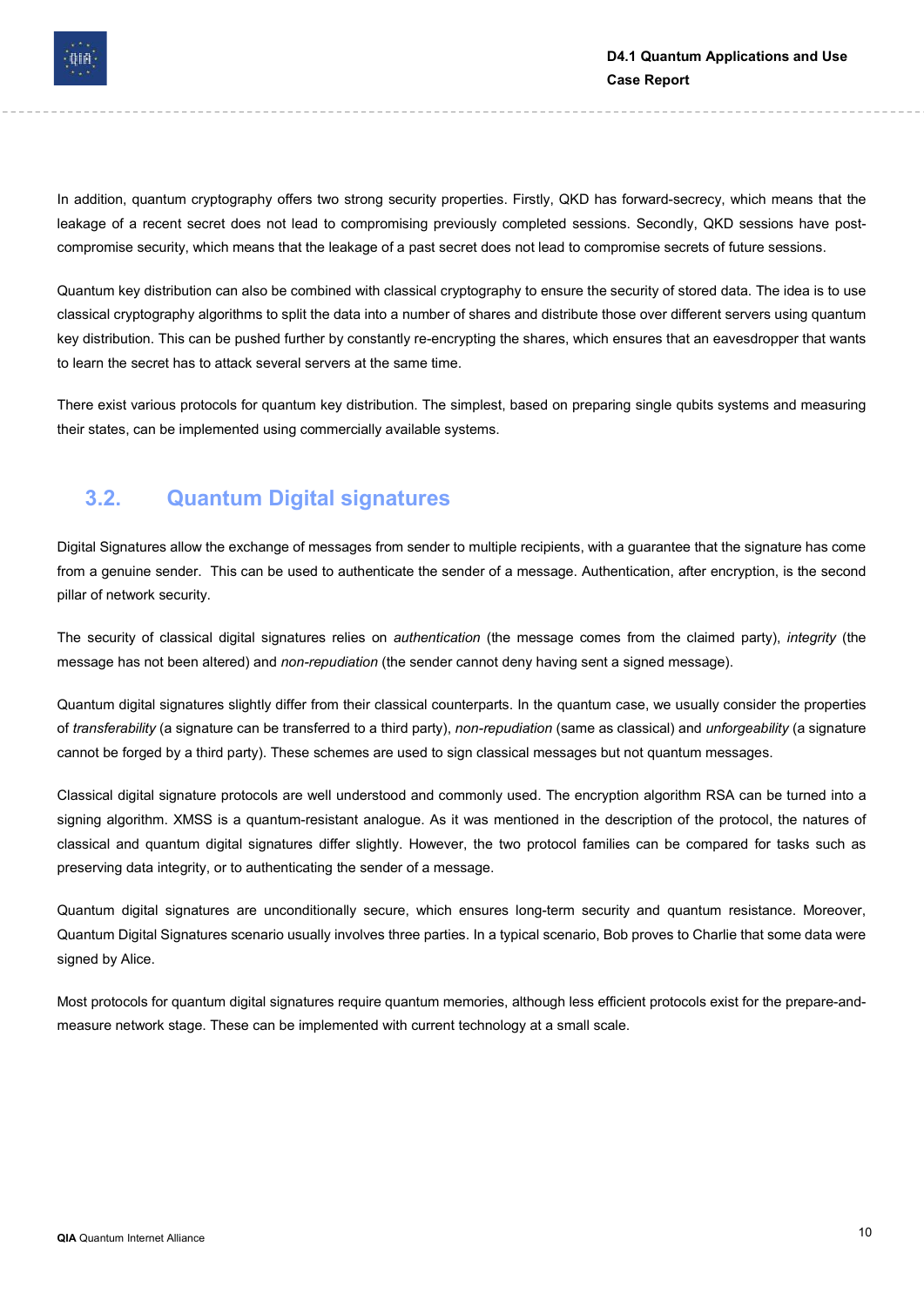In addition, quantum cryptography offers two strong security properties. Firstly, QKD has forward-secrecy, which means that the leakage of a recent secret does not lead to compromising previously completed sessions. Secondly, QKD sessions have post-compromise security, which means that the leakage of a past secret does not lead to compromise secrets of future sessions.

Quantum key distribution can also be combined with classical cryptography to ensure the security of stored data. The idea is to use classical cryptography algorithms to split the data into a number of shares and distribute those over different servers using quantum key distribution. This can be pushed further by constantly re-encrypting the shares, which ensures that an eavesdropper that wants to learn the secret has to attack several servers at the same time.

There exist various protocols for quantum key distribution. The simplest, based on preparing single qubits systems and measuring their states, can be implemented using commercially available systems.

## 3.2. Quantum Digital signatures

Digital Signatures allow the exchange of messages from sender to multiple recipients, with a guarantee that the signature has come from a genuine sender. This can be used to authenticate the sender of a message. Authentication, after encryption, is the second pillar of network security.

The security of classical digital signatures relies on *authentication* (the message comes from the claimed party), *integrity* (the message has not been altered) and *non-repudiation* (the sender cannot deny having sent a signed message).

Quantum digital signatures slightly differ from their classical counterparts. In the quantum case, we usually consider the properties of *transferability* (a signature can be transferred to a third party), *non-repudiation* (same as classical) and *unforgeability* (a signature cannot be forged by a third party). These schemes are used to sign classical messages but not quantum messages.

Classical digital signature protocols are well understood and commonly used. The encryption algorithm RSA can be turned into a signing algorithm. XMSS is a quantum-resistant analogue. As it was mentioned in the description of the protocol, the natures of classical and quantum digital signatures differ slightly. However, the two protocol families can be compared for tasks such as preserving data integrity, or to authenticating the sender of a message.

Quantum digital signatures are unconditionally secure, which ensures long-term security and quantum resistance. Moreover, Quantum Digital Signatures scenario usually involves three parties. In a typical scenario, Bob proves to Charlie that some data were signed by Alice.

Most protocols for quantum digital signatures require quantum memories, although less efficient protocols exist for the prepare-and-measure network stage. These can be implemented with current technology at a small scale.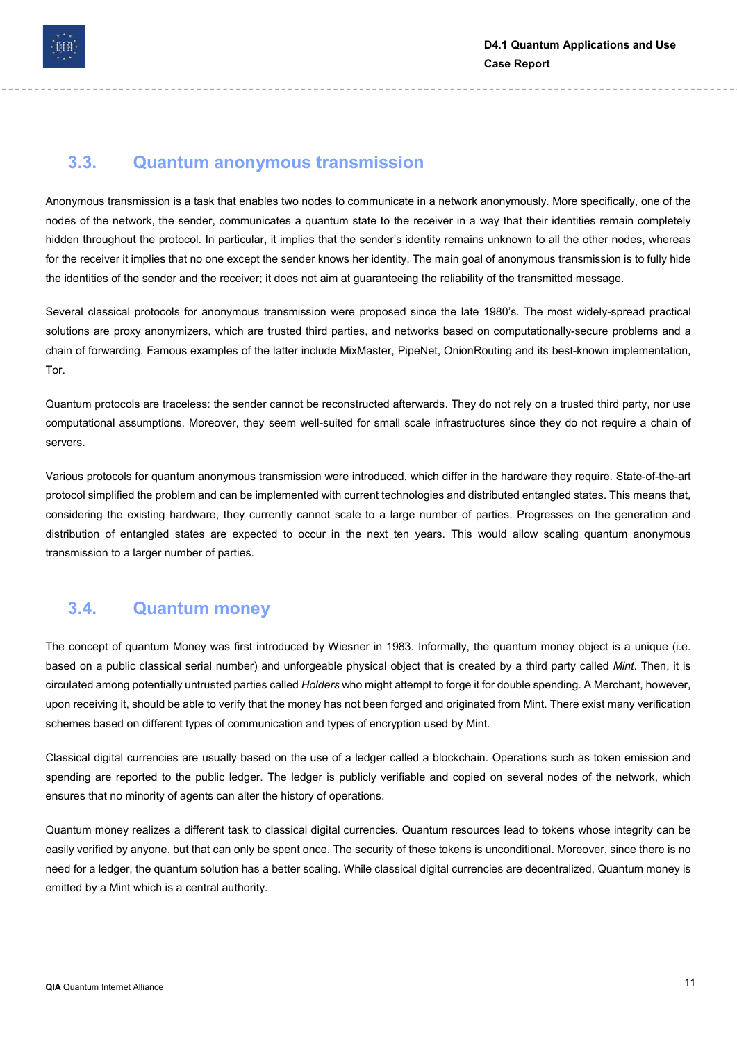## 3.3. Quantum anonymous transmission

Anonymous transmission is a task that enables two nodes to communicate in a network anonymously. More specifically, one of the nodes of the network, the sender, communicates a quantum state to the receiver in a way that their identities remain completely hidden throughout the protocol. In particular, it implies that the sender's identity remains unknown to all the other nodes, whereas for the receiver it implies that no one except the sender knows her identity. The main goal of anonymous transmission is to fully hide the identities of the sender and the receiver; it does not aim at guaranteeing the reliability of the transmitted message.

Several classical protocols for anonymous transmission were proposed since the late 1980's. The most widely-spread practical solutions are proxy anonymizers, which are trusted third parties, and networks based on computationally-secure problems and a chain of forwarding. Famous examples of the latter include MixMaster, PipeNet, OnionRouting and its best-known implementation, Tor.

Quantum protocols are traceless: the sender cannot be reconstructed afterwards. They do not rely on a trusted third party, nor use computational assumptions. Moreover, they seem well-suited for small scale infrastructures since they do not require a chain of servers.

Various protocols for quantum anonymous transmission were introduced, which differ in the hardware they require. State-of-the-art protocol simplified the problem and can be implemented with current technologies and distributed entangled states. This means that, considering the existing hardware, they currently cannot scale to a large number of parties. Progresses on the generation and distribution of entangled states are expected to occur in the next ten years. This would allow scaling quantum anonymous transmission to a larger number of parties.

## 3.4. Quantum money

The concept of quantum Money was first introduced by Wiesner in 1983. Informally, the quantum money object is a unique (i.e. based on a public classical serial number) and unforgeable physical object that is created by a third party called *Mint*. Then, it is circulated among potentially untrusted parties called *Holders* who might attempt to forge it for double spending. A Merchant, however, upon receiving it, should be able to verify that the money has not been forged and originated from Mint. There exist many verification schemes based on different types of communication and types of encryption used by Mint.

Classical digital currencies are usually based on the use of a ledger called a blockchain. Operations such as token emission and spending are reported to the public ledger. The ledger is publicly verifiable and copied on several nodes of the network, which ensures that no minority of agents can alter the history of operations.

Quantum money realizes a different task to classical digital currencies. Quantum resources lead to tokens whose integrity can be easily verified by anyone, but that can only be spent once. The security of these tokens is unconditional. Moreover, since there is no need for a ledger, the quantum solution has a better scaling. While classical digital currencies are decentralized, Quantum money is emitted by a Mint which is a central authority.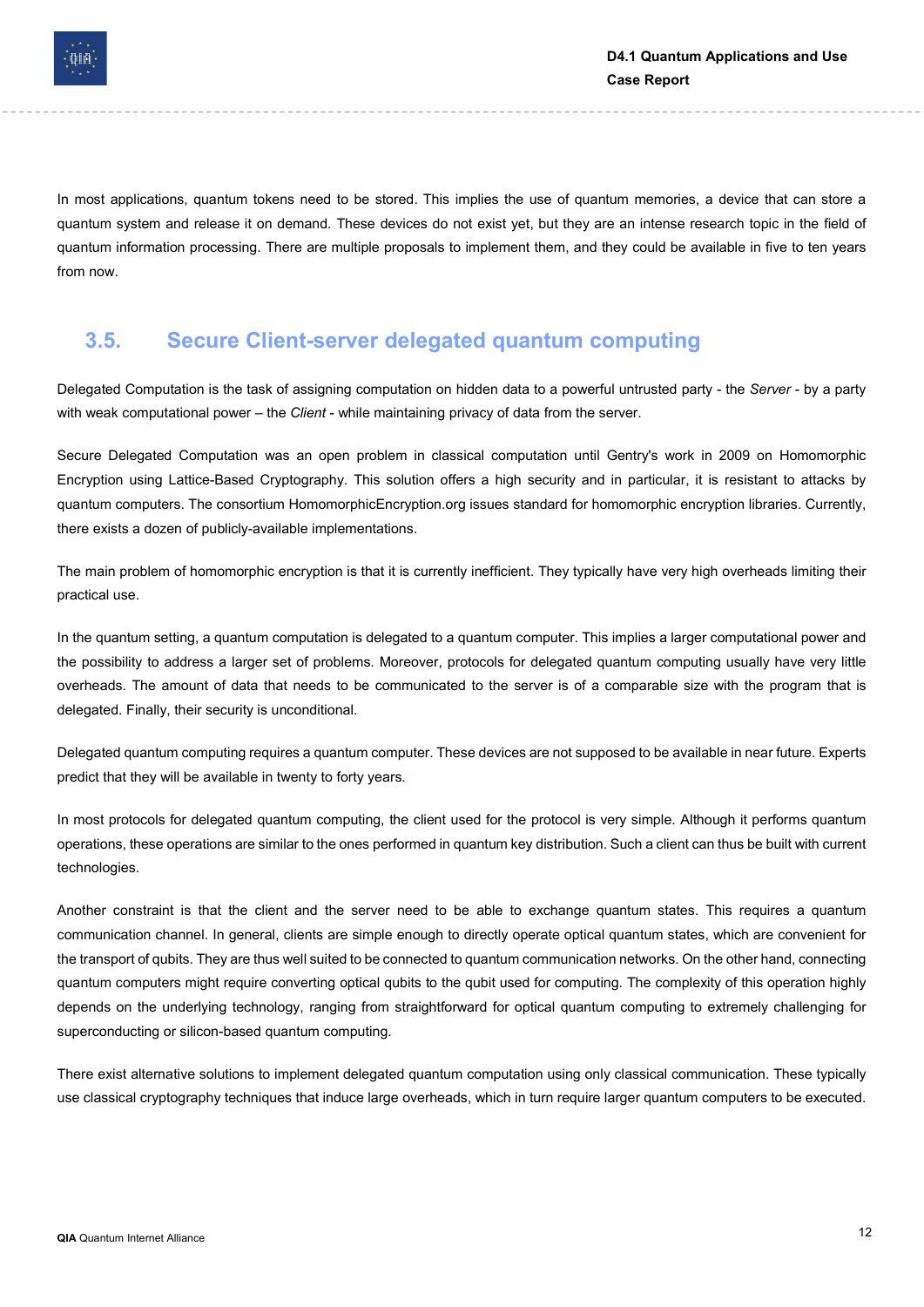In most applications, quantum tokens need to be stored. This implies the use of quantum memories, a device that can store a quantum system and release it on demand. These devices do not exist yet, but they are an intense research topic in the field of quantum information processing. There are multiple proposals to implement them, and they could be available in five to ten years from now.

## 3.5. Secure Client-server delegated quantum computing

Delegated Computation is the task of assigning computation on hidden data to a powerful untrusted party - the *Server* - by a party with weak computational power – the *Client* - while maintaining privacy of data from the server.

Secure Delegated Computation was an open problem in classical computation until Gentry's work in 2009 on Homomorphic Encryption using Lattice-Based Cryptography. This solution offers a high security and in particular, it is resistant to attacks by quantum computers. The consortium HomomorphicEncryption.org issues standard for homomorphic encryption libraries. Currently, there exists a dozen of publicly-available implementations.

The main problem of homomorphic encryption is that it is currently inefficient. They typically have very high overheads limiting their practical use.

In the quantum setting, a quantum computation is delegated to a quantum computer. This implies a larger computational power and the possibility to address a larger set of problems. Moreover, protocols for delegated quantum computing usually have very little overheads. The amount of data that needs to be communicated to the server is of a comparable size with the program that is delegated. Finally, their security is unconditional.

Delegated quantum computing requires a quantum computer. These devices are not supposed to be available in near future. Experts predict that they will be available in twenty to forty years.

In most protocols for delegated quantum computing, the client used for the protocol is very simple. Although it performs quantum operations, these operations are similar to the ones performed in quantum key distribution. Such a client can thus be built with current technologies.

Another constraint is that the client and the server need to be able to exchange quantum states. This requires a quantum communication channel. In general, clients are simple enough to directly operate optical quantum states, which are convenient for the transport of qubits. They are thus well suited to be connected to quantum communication networks. On the other hand, connecting quantum computers might require converting optical qubits to the qubit used for computing. The complexity of this operation highly depends on the underlying technology, ranging from straightforward for optical quantum computing to extremely challenging for superconducting or silicon-based quantum computing.

There exist alternative solutions to implement delegated quantum computation using only classical communication. These typically use classical cryptography techniques that induce large overheads, which in turn require larger quantum computers to be executed.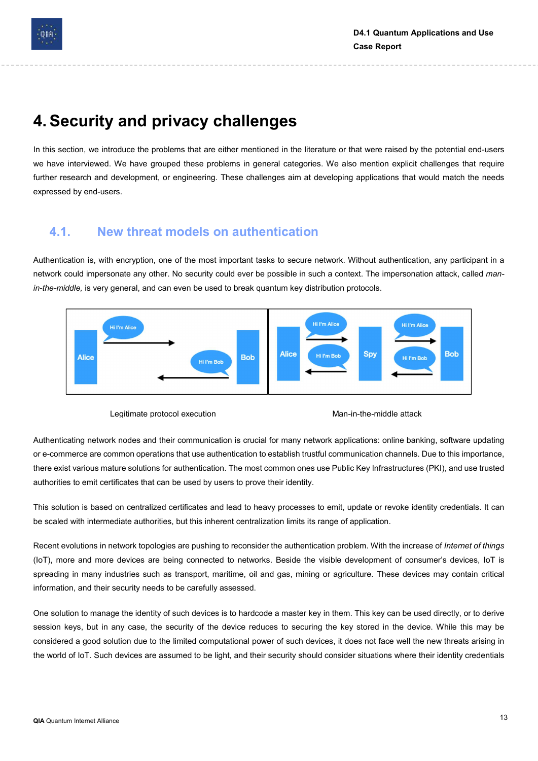# 4. Security and privacy challenges

In this section, we introduce the problems that are either mentioned in the literature or that were raised by the potential end-users we have interviewed. We have grouped these problems in general categories. We also mention explicit challenges that require further research and development, or engineering. These challenges aim at developing applications that would match the needs expressed by end-users.

## 4.1. New threat models on authentication

Authentication is, with encryption, one of the most important tasks to secure network. Without authentication, any participant in a network could impersonate any other. No security could ever be possible in such a context. The impersonation attack, called *man-in-the-middle,* is very general, and can even be used to break quantum key distribution protocols.

Legitimate protocol execution

Man-in-the-middle attack

Authenticating network nodes and their communication is crucial for many network applications: online banking, software updating or e-commerce are common operations that use authentication to establish trustful communication channels. Due to this importance, there exist various mature solutions for authentication. The most common ones use Public Key Infrastructures (PKI), and use trusted authorities to emit certificates that can be used by users to prove their identity.

This solution is based on centralized certificates and lead to heavy processes to emit, update or revoke identity credentials. It can be scaled with intermediate authorities, but this inherent centralization limits its range of application.

Recent evolutions in network topologies are pushing to reconsider the authentication problem. With the increase of *Internet of things* (IoT), more and more devices are being connected to networks. Beside the visible development of consumer's devices, IoT is spreading in many industries such as transport, maritime, oil and gas, mining or agriculture. These devices may contain critical information, and their security needs to be carefully assessed.

One solution to manage the identity of such devices is to hardcode a master key in them. This key can be used directly, or to derive session keys, but in any case, the security of the device reduces to securing the key stored in the device. While this may be considered a good solution due to the limited computational power of such devices, it does not face well the new threats arising in the world of IoT. Such devices are assumed to be light, and their security should consider situations where their identity credentials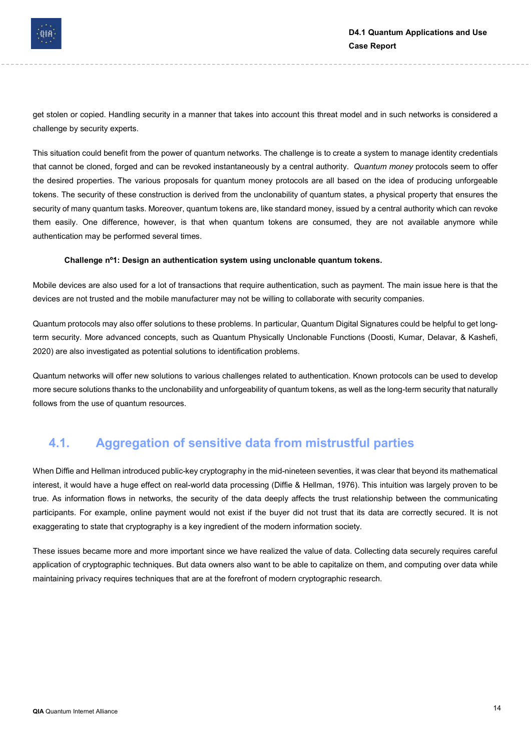get stolen or copied. Handling security in a manner that takes into account this threat model and in such networks is considered a challenge by security experts.

This situation could benefit from the power of quantum networks. The challenge is to create a system to manage identity credentials that cannot be cloned, forged and can be revoked instantaneously by a central authority. *Quantum money* protocols seem to offer the desired properties. The various proposals for quantum money protocols are all based on the idea of producing unforgeable tokens. The security of these construction is derived from the unclonability of quantum states, a physical property that ensures the security of many quantum tasks. Moreover, quantum tokens are, like standard money, issued by a central authority which can revoke them easily. One difference, however, is that when quantum tokens are consumed, they are not available anymore while authentication may be performed several times.

**Challenge nº1: Design an authentication system using unclonable quantum tokens.**

Mobile devices are also used for a lot of transactions that require authentication, such as payment. The main issue here is that the devices are not trusted and the mobile manufacturer may not be willing to collaborate with security companies.

Quantum protocols may also offer solutions to these problems. In particular, Quantum Digital Signatures could be helpful to get long-term security. More advanced concepts, such as Quantum Physically Unclonable Functions (Doosti, Kumar, Delavar, & Kashefi, 2020) are also investigated as potential solutions to identification problems.

Quantum networks will offer new solutions to various challenges related to authentication. Known protocols can be used to develop more secure solutions thanks to the unclonability and unforgeability of quantum tokens, as well as the long-term security that naturally follows from the use of quantum resources.

## 4.1. Aggregation of sensitive data from mistrustful parties

When Diffie and Hellman introduced public-key cryptography in the mid-nineteen seventies, it was clear that beyond its mathematical interest, it would have a huge effect on real-world data processing (Diffie & Hellman, 1976). This intuition was largely proven to be true. As information flows in networks, the security of the data deeply affects the trust relationship between the communicating participants. For example, online payment would not exist if the buyer did not trust that its data are correctly secured. It is not exaggerating to state that cryptography is a key ingredient of the modern information society.

These issues became more and more important since we have realized the value of data. Collecting data securely requires careful application of cryptographic techniques. But data owners also want to be able to capitalize on them, and computing over data while maintaining privacy requires techniques that are at the forefront of modern cryptographic research.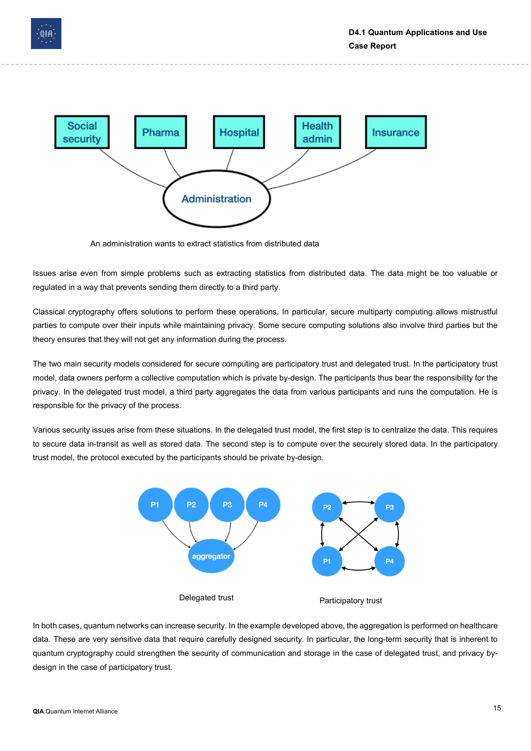An administration wants to extract statistics from distributed data

Issues arise even from simple problems such as extracting statistics from distributed data. The data might be too valuable or regulated in a way that prevents sending them directly to a third party.

Classical cryptography offers solutions to perform these operations. In particular, secure multiparty computing allows mistrustful parties to compute over their inputs while maintaining privacy. Some secure computing solutions also involve third parties but the theory ensures that they will not get any information during the process.

The two main security models considered for secure computing are participatory trust and delegated trust. In the participatory trust model, data owners perform a collective computation which is private by-design. The participants thus bear the responsibility for the privacy. In the delegated trust model, a third party aggregates the data from various participants and runs the computation. He is responsible for the privacy of the process.

Various security issues arise from these situations. In the delegated trust model, the first step is to centralize the data. This requires to secure data in-transit as well as stored data. The second step is to compute over the securely stored data. In the participatory trust model, the protocol executed by the participants should be private by-design.

Delegated trust

Participatory trust

In both cases, quantum networks can increase security. In the example developed above, the aggregation is performed on healthcare data. These are very sensitive data that require carefully designed security. In particular, the long-term security that is inherent to quantum cryptography could strengthen the security of communication and storage in the case of delegated trust, and privacy by-design in the case of participatory trust.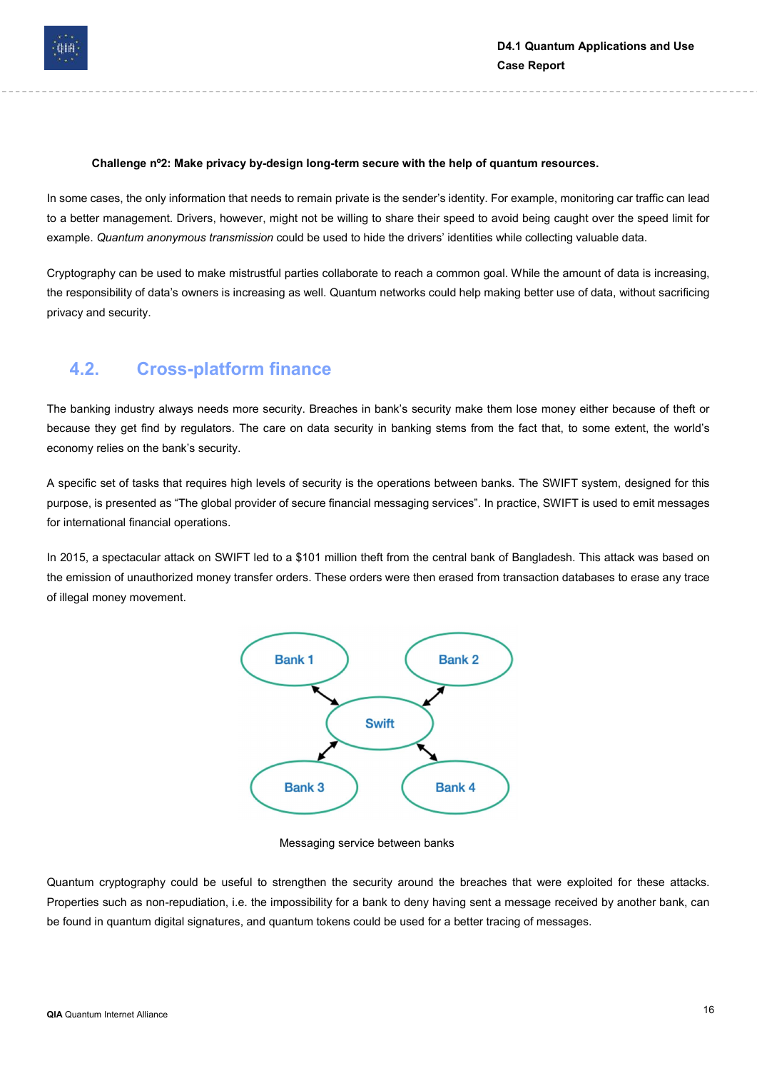**Challenge nº2: Make privacy by-design long-term secure with the help of quantum resources.**

In some cases, the only information that needs to remain private is the sender's identity. For example, monitoring car traffic can lead to a better management. Drivers, however, might not be willing to share their speed to avoid being caught over the speed limit for example. *Quantum anonymous transmission* could be used to hide the drivers' identities while collecting valuable data.

Cryptography can be used to make mistrustful parties collaborate to reach a common goal. While the amount of data is increasing, the responsibility of data's owners is increasing as well. Quantum networks could help making better use of data, without sacrificing privacy and security.

## 4.2. Cross-platform finance

The banking industry always needs more security. Breaches in bank's security make them lose money either because of theft or because they get find by regulators. The care on data security in banking stems from the fact that, to some extent, the world's economy relies on the bank's security.

A specific set of tasks that requires high levels of security is the operations between banks. The SWIFT system, designed for this purpose, is presented as "The global provider of secure financial messaging services". In practice, SWIFT is used to emit messages for international financial operations.

In 2015, a spectacular attack on SWIFT led to a $101 million theft from the central bank of Bangladesh. This attack was based on the emission of unauthorized money transfer orders. These orders were then erased from transaction databases to erase any trace of illegal money movement.

Bank 1 — Bank 2 — Swift — Bank 3 — Bank 4

Messaging service between banks

Quantum cryptography could be useful to strengthen the security around the breaches that were exploited for these attacks. Properties such as non-repudiation, i.e. the impossibility for a bank to deny having sent a message received by another bank, can be found in quantum digital signatures, and quantum tokens could be used for a better tracing of messages.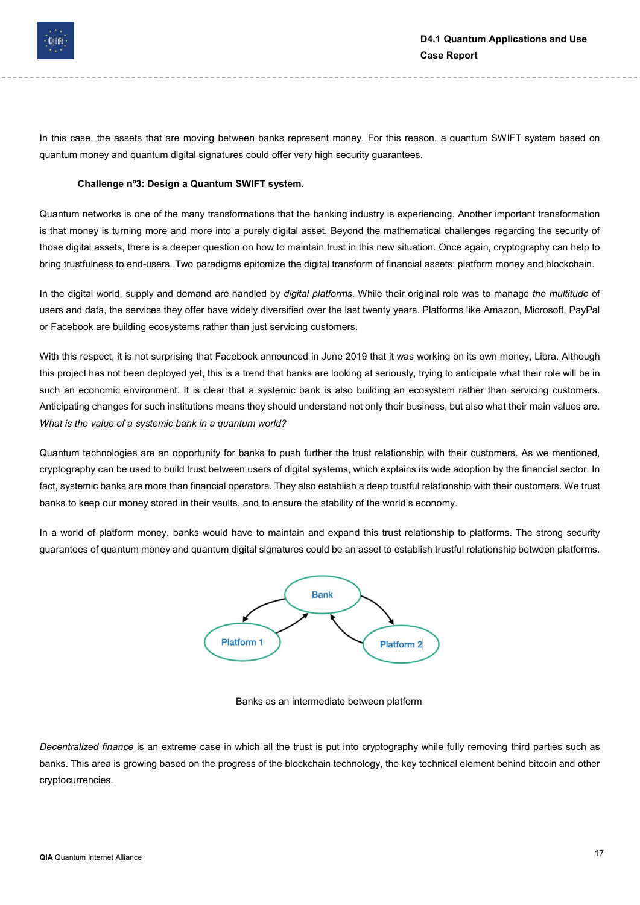In this case, the assets that are moving between banks represent money. For this reason, a quantum SWIFT system based on quantum money and quantum digital signatures could offer very high security guarantees.

**Challenge nº3: Design a Quantum SWIFT system.**

Quantum networks is one of the many transformations that the banking industry is experiencing. Another important transformation is that money is turning more and more into a purely digital asset. Beyond the mathematical challenges regarding the security of those digital assets, there is a deeper question on how to maintain trust in this new situation. Once again, cryptography can help to bring trustfulness to end-users. Two paradigms epitomize the digital transform of financial assets: platform money and blockchain.

In the digital world, supply and demand are handled by *digital platforms*. While their original role was to manage *the multitude* of users and data, the services they offer have widely diversified over the last twenty years. Platforms like Amazon, Microsoft, PayPal or Facebook are building ecosystems rather than just servicing customers.

With this respect, it is not surprising that Facebook announced in June 2019 that it was working on its own money, Libra. Although this project has not been deployed yet, this is a trend that banks are looking at seriously, trying to anticipate what their role will be in such an economic environment. It is clear that a systemic bank is also building an ecosystem rather than servicing customers. Anticipating changes for such institutions means they should understand not only their business, but also what their main values are. *What is the value of a systemic bank in a quantum world?*

Quantum technologies are an opportunity for banks to push further the trust relationship with their customers. As we mentioned, cryptography can be used to build trust between users of digital systems, which explains its wide adoption by the financial sector. In fact, systemic banks are more than financial operators. They also establish a deep trustful relationship with their customers. We trust banks to keep our money stored in their vaults, and to ensure the stability of the world's economy.

In a world of platform money, banks would have to maintain and expand this trust relationship to platforms. The strong security guarantees of quantum money and quantum digital signatures could be an asset to establish trustful relationship between platforms.

Bank

Platform 1

Platform 2

Banks as an intermediate between platform

*Decentralized finance* is an extreme case in which all the trust is put into cryptography while fully removing third parties such as banks. This area is growing based on the progress of the blockchain technology, the key technical element behind bitcoin and other cryptocurrencies.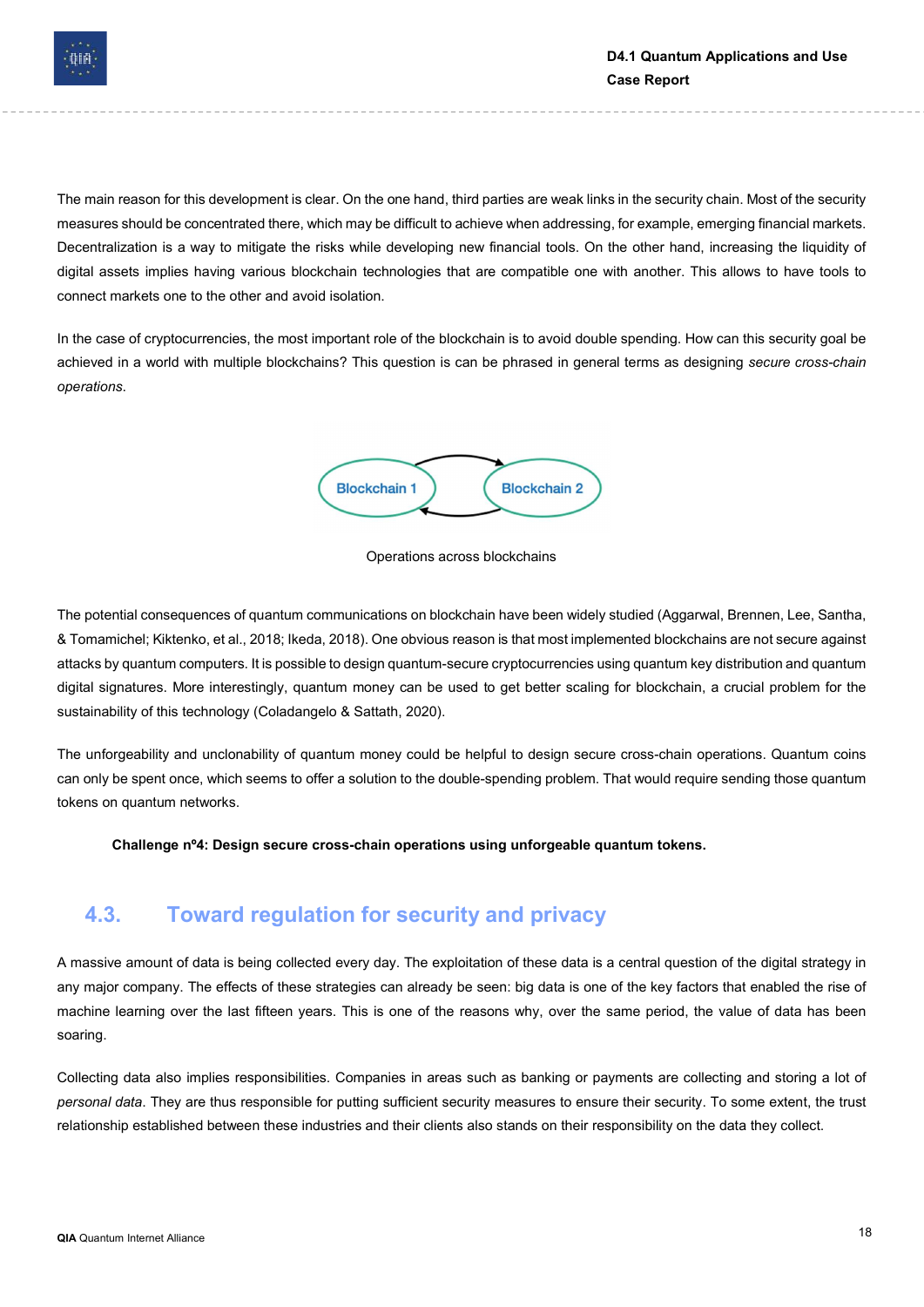The main reason for this development is clear. On the one hand, third parties are weak links in the security chain. Most of the security measures should be concentrated there, which may be difficult to achieve when addressing, for example, emerging financial markets. Decentralization is a way to mitigate the risks while developing new financial tools. On the other hand, increasing the liquidity of digital assets implies having various blockchain technologies that are compatible one with another. This allows to have tools to connect markets one to the other and avoid isolation.

In the case of cryptocurrencies, the most important role of the blockchain is to avoid double spending. How can this security goal be achieved in a world with multiple blockchains? This question is can be phrased in general terms as designing *secure cross-chain operations*.

Blockchain 1 Blockchain 2

Operations across blockchains

The potential consequences of quantum communications on blockchain have been widely studied (Aggarwal, Brennen, Lee, Santha, & Tomamichel; Kiktenko, et al., 2018; Ikeda, 2018). One obvious reason is that most implemented blockchains are not secure against attacks by quantum computers. It is possible to design quantum-secure cryptocurrencies using quantum key distribution and quantum digital signatures. More interestingly, quantum money can be used to get better scaling for blockchain, a crucial problem for the sustainability of this technology (Coladangelo & Sattath, 2020).

The unforgeability and unclonability of quantum money could be helpful to design secure cross-chain operations. Quantum coins can only be spent once, which seems to offer a solution to the double-spending problem. That would require sending those quantum tokens on quantum networks.

**Challenge nº4: Design secure cross-chain operations using unforgeable quantum tokens.**

## 4.3. Toward regulation for security and privacy

A massive amount of data is being collected every day. The exploitation of these data is a central question of the digital strategy in any major company. The effects of these strategies can already be seen: big data is one of the key factors that enabled the rise of machine learning over the last fifteen years. This is one of the reasons why, over the same period, the value of data has been soaring.

Collecting data also implies responsibilities. Companies in areas such as banking or payments are collecting and storing a lot of *personal data*. They are thus responsible for putting sufficient security measures to ensure their security. To some extent, the trust relationship established between these industries and their clients also stands on their responsibility on the data they collect.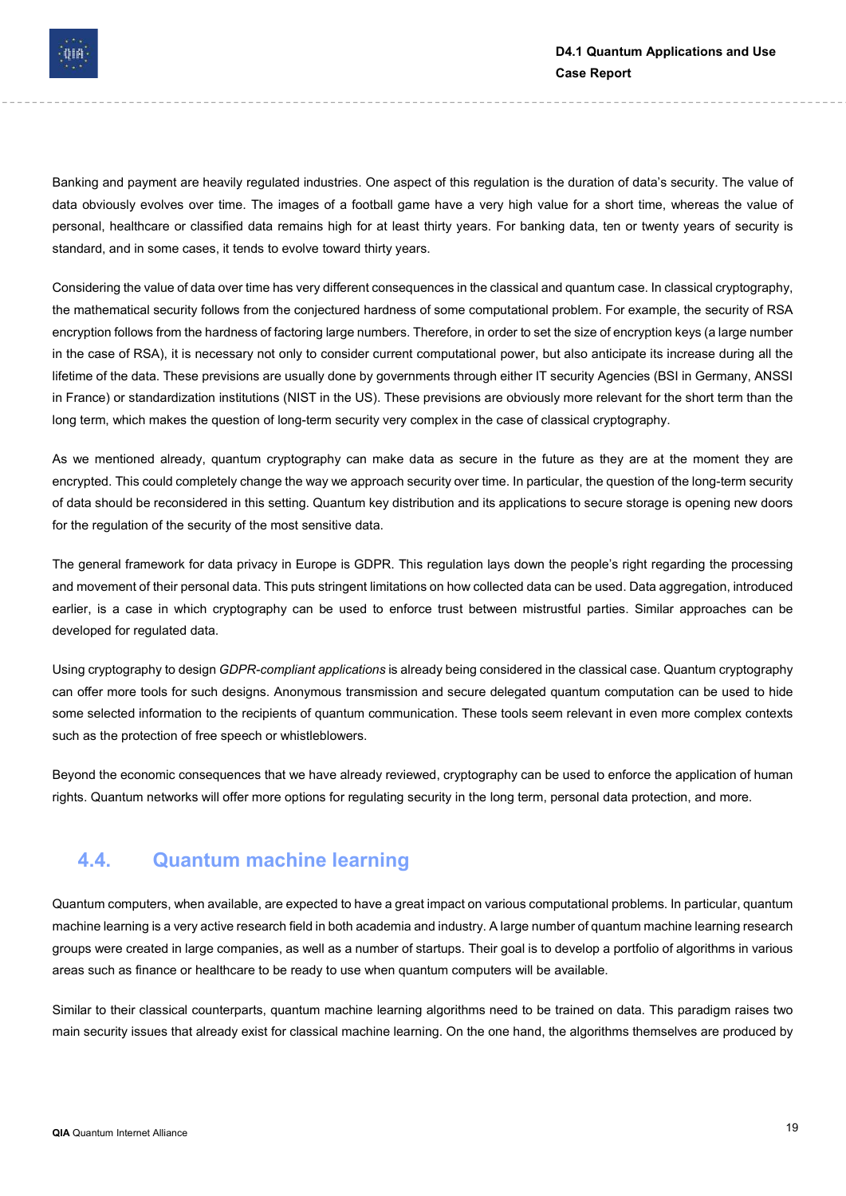Banking and payment are heavily regulated industries. One aspect of this regulation is the duration of data's security. The value of data obviously evolves over time. The images of a football game have a very high value for a short time, whereas the value of personal, healthcare or classified data remains high for at least thirty years. For banking data, ten or twenty years of security is standard, and in some cases, it tends to evolve toward thirty years.

Considering the value of data over time has very different consequences in the classical and quantum case. In classical cryptography, the mathematical security follows from the conjectured hardness of some computational problem. For example, the security of RSA encryption follows from the hardness of factoring large numbers. Therefore, in order to set the size of encryption keys (a large number in the case of RSA), it is necessary not only to consider current computational power, but also anticipate its increase during all the lifetime of the data. These previsions are usually done by governments through either IT security Agencies (BSI in Germany, ANSSI in France) or standardization institutions (NIST in the US). These previsions are obviously more relevant for the short term than the long term, which makes the question of long-term security very complex in the case of classical cryptography.

As we mentioned already, quantum cryptography can make data as secure in the future as they are at the moment they are encrypted. This could completely change the way we approach security over time. In particular, the question of the long-term security of data should be reconsidered in this setting. Quantum key distribution and its applications to secure storage is opening new doors for the regulation of the security of the most sensitive data.

The general framework for data privacy in Europe is GDPR. This regulation lays down the people's right regarding the processing and movement of their personal data. This puts stringent limitations on how collected data can be used. Data aggregation, introduced earlier, is a case in which cryptography can be used to enforce trust between mistrustful parties. Similar approaches can be developed for regulated data.

Using cryptography to design *GDPR-compliant applications* is already being considered in the classical case. Quantum cryptography can offer more tools for such designs. Anonymous transmission and secure delegated quantum computation can be used to hide some selected information to the recipients of quantum communication. These tools seem relevant in even more complex contexts such as the protection of free speech or whistleblowers.

Beyond the economic consequences that we have already reviewed, cryptography can be used to enforce the application of human rights. Quantum networks will offer more options for regulating security in the long term, personal data protection, and more.

## 4.4. Quantum machine learning

Quantum computers, when available, are expected to have a great impact on various computational problems. In particular, quantum machine learning is a very active research field in both academia and industry. A large number of quantum machine learning research groups were created in large companies, as well as a number of startups. Their goal is to develop a portfolio of algorithms in various areas such as finance or healthcare to be ready to use when quantum computers will be available.

Similar to their classical counterparts, quantum machine learning algorithms need to be trained on data. This paradigm raises two main security issues that already exist for classical machine learning. On the one hand, the algorithms themselves are produced by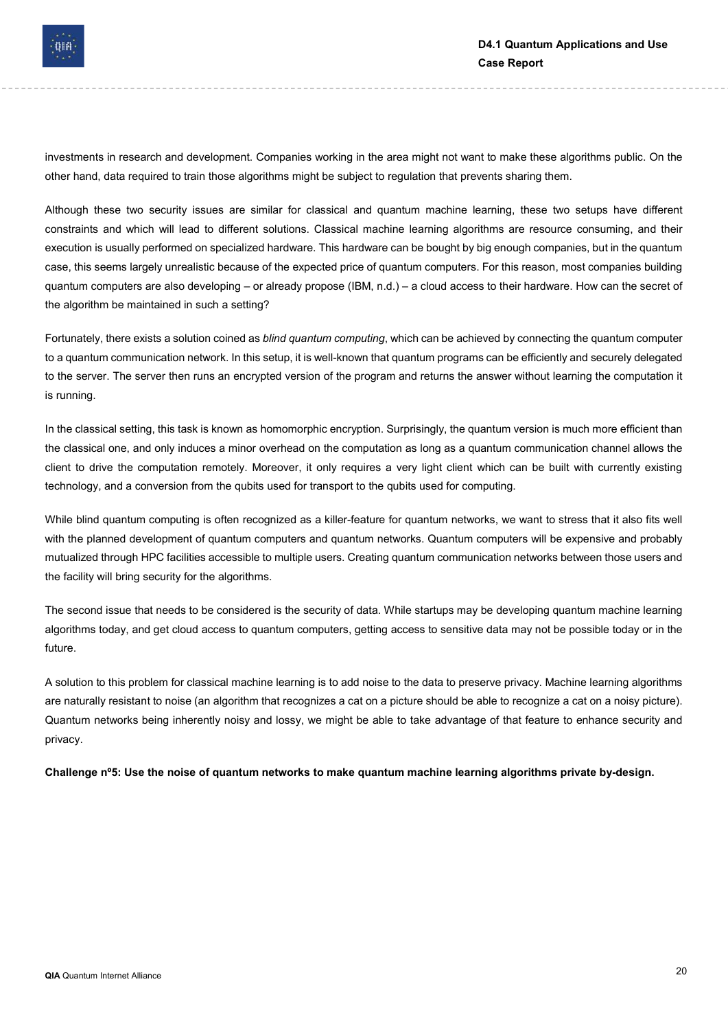investments in research and development. Companies working in the area might not want to make these algorithms public. On the other hand, data required to train those algorithms might be subject to regulation that prevents sharing them.

Although these two security issues are similar for classical and quantum machine learning, these two setups have different constraints and which will lead to different solutions. Classical machine learning algorithms are resource consuming, and their execution is usually performed on specialized hardware. This hardware can be bought by big enough companies, but in the quantum case, this seems largely unrealistic because of the expected price of quantum computers. For this reason, most companies building quantum computers are also developing – or already propose (IBM, n.d.) – a cloud access to their hardware. How can the secret of the algorithm be maintained in such a setting?

Fortunately, there exists a solution coined as *blind quantum computing*, which can be achieved by connecting the quantum computer to a quantum communication network. In this setup, it is well-known that quantum programs can be efficiently and securely delegated to the server. The server then runs an encrypted version of the program and returns the answer without learning the computation it is running.

In the classical setting, this task is known as homomorphic encryption. Surprisingly, the quantum version is much more efficient than the classical one, and only induces a minor overhead on the computation as long as a quantum communication channel allows the client to drive the computation remotely. Moreover, it only requires a very light client which can be built with currently existing technology, and a conversion from the qubits used for transport to the qubits used for computing.

While blind quantum computing is often recognized as a killer-feature for quantum networks, we want to stress that it also fits well with the planned development of quantum computers and quantum networks. Quantum computers will be expensive and probably mutualized through HPC facilities accessible to multiple users. Creating quantum communication networks between those users and the facility will bring security for the algorithms.

The second issue that needs to be considered is the security of data. While startups may be developing quantum machine learning algorithms today, and get cloud access to quantum computers, getting access to sensitive data may not be possible today or in the future.

A solution to this problem for classical machine learning is to add noise to the data to preserve privacy. Machine learning algorithms are naturally resistant to noise (an algorithm that recognizes a cat on a picture should be able to recognize a cat on a noisy picture). Quantum networks being inherently noisy and lossy, we might be able to take advantage of that feature to enhance security and privacy.

**Challenge nº5: Use the noise of quantum networks to make quantum machine learning algorithms private by-design.**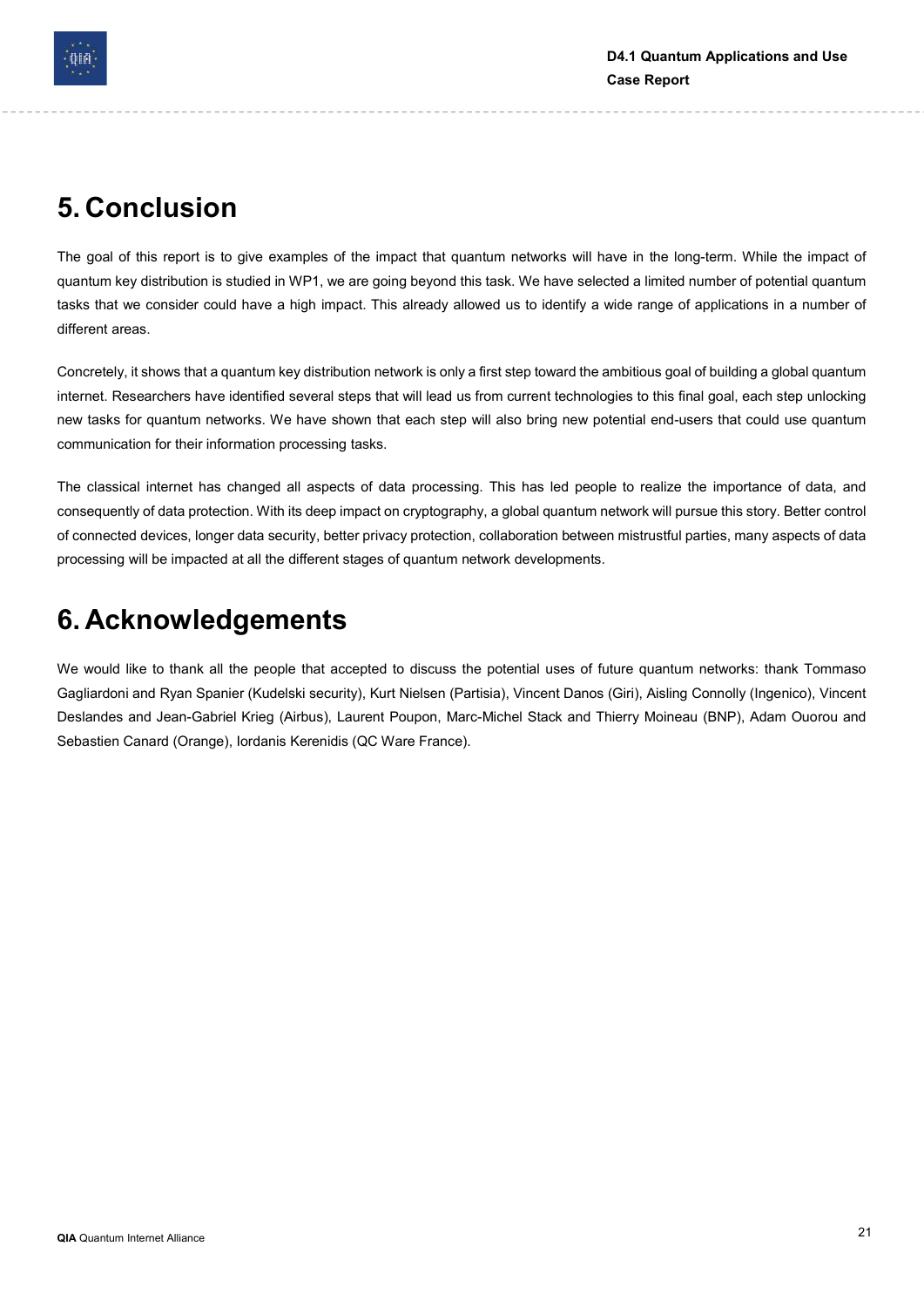# 5. Conclusion

The goal of this report is to give examples of the impact that quantum networks will have in the long-term. While the impact of quantum key distribution is studied in WP1, we are going beyond this task. We have selected a limited number of potential quantum tasks that we consider could have a high impact. This already allowed us to identify a wide range of applications in a number of different areas.

Concretely, it shows that a quantum key distribution network is only a first step toward the ambitious goal of building a global quantum internet. Researchers have identified several steps that will lead us from current technologies to this final goal, each step unlocking new tasks for quantum networks. We have shown that each step will also bring new potential end-users that could use quantum communication for their information processing tasks.

The classical internet has changed all aspects of data processing. This has led people to realize the importance of data, and consequently of data protection. With its deep impact on cryptography, a global quantum network will pursue this story. Better control of connected devices, longer data security, better privacy protection, collaboration between mistrustful parties, many aspects of data processing will be impacted at all the different stages of quantum network developments.

# 6. Acknowledgements

We would like to thank all the people that accepted to discuss the potential uses of future quantum networks: thank Tommaso Gagliardoni and Ryan Spanier (Kudelski security), Kurt Nielsen (Partisia), Vincent Danos (Giri), Aisling Connolly (Ingenico), Vincent Deslandes and Jean-Gabriel Krieg (Airbus), Laurent Poupon, Marc-Michel Stack and Thierry Moineau (BNP), Adam Ouorou and Sebastien Canard (Orange), Iordanis Kerenidis (QC Ware France).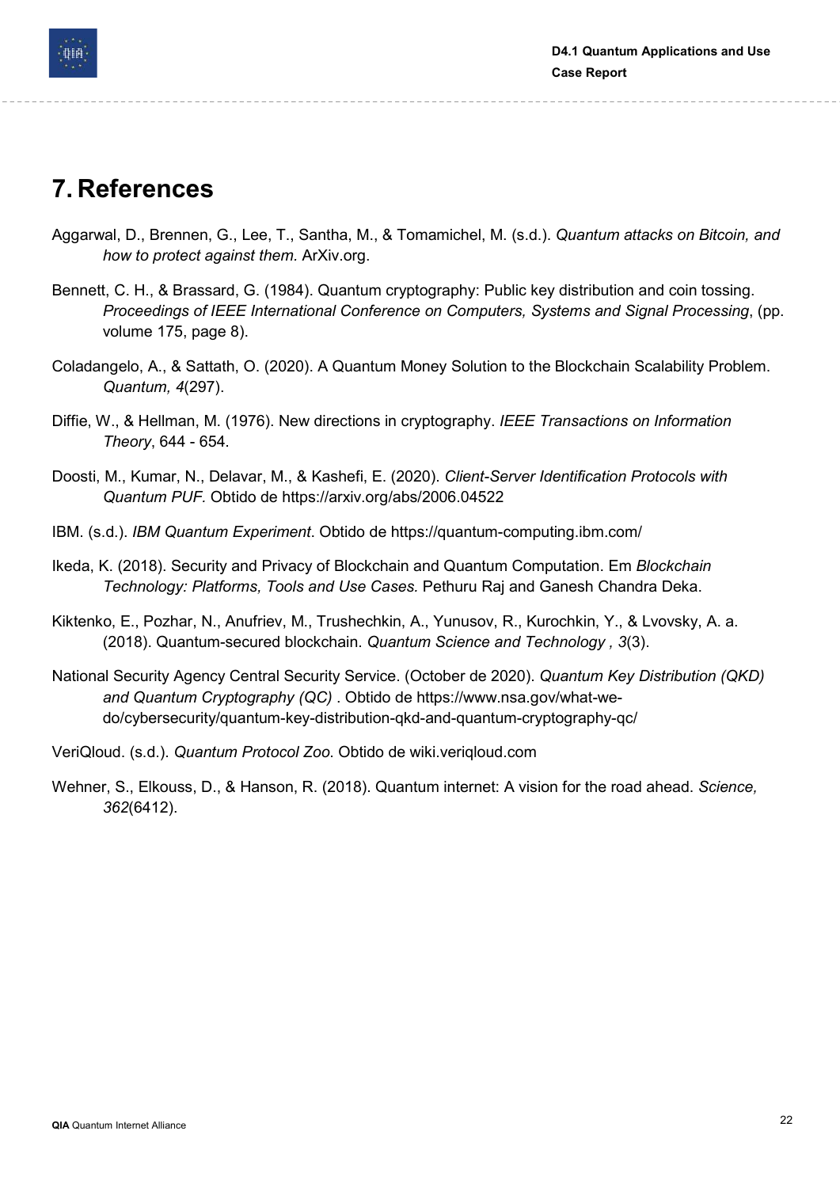# 7. References

Aggarwal, D., Brennen, G., Lee, T., Santha, M., & Tomamichel, M. (s.d.). *Quantum attacks on Bitcoin, and how to protect against them.* ArXiv.org.

Bennett, C. H., & Brassard, G. (1984). Quantum cryptography: Public key distribution and coin tossing. *Proceedings of IEEE International Conference on Computers, Systems and Signal Processing*, (pp. volume 175, page 8).

Coladangelo, A., & Sattath, O. (2020). A Quantum Money Solution to the Blockchain Scalability Problem. *Quantum, 4*(297).

Diffie, W., & Hellman, M. (1976). New directions in cryptography. *IEEE Transactions on Information Theory*, 644 - 654.

Doosti, M., Kumar, N., Delavar, M., & Kashefi, E. (2020). *Client-Server Identification Protocols with Quantum PUF.* Obtido de https://arxiv.org/abs/2006.04522

IBM. (s.d.). *IBM Quantum Experiment*. Obtido de https://quantum-computing.ibm.com/

Ikeda, K. (2018). Security and Privacy of Blockchain and Quantum Computation. Em *Blockchain Technology: Platforms, Tools and Use Cases.* Pethuru Raj and Ganesh Chandra Deka.

Kiktenko, E., Pozhar, N., Anufriev, M., Trushechkin, A., Yunusov, R., Kurochkin, Y., & Lvovsky, A. a. (2018). Quantum-secured blockchain. *Quantum Science and Technology , 3*(3).

National Security Agency Central Security Service. (October de 2020). *Quantum Key Distribution (QKD) and Quantum Cryptography (QC)* . Obtido de https://www.nsa.gov/what-we-do/cybersecurity/quantum-key-distribution-qkd-and-quantum-cryptography-qc/

VeriQloud. (s.d.). *Quantum Protocol Zoo*. Obtido de wiki.veriqloud.com

Wehner, S., Elkouss, D., & Hanson, R. (2018). Quantum internet: A vision for the road ahead. *Science, 362*(6412).